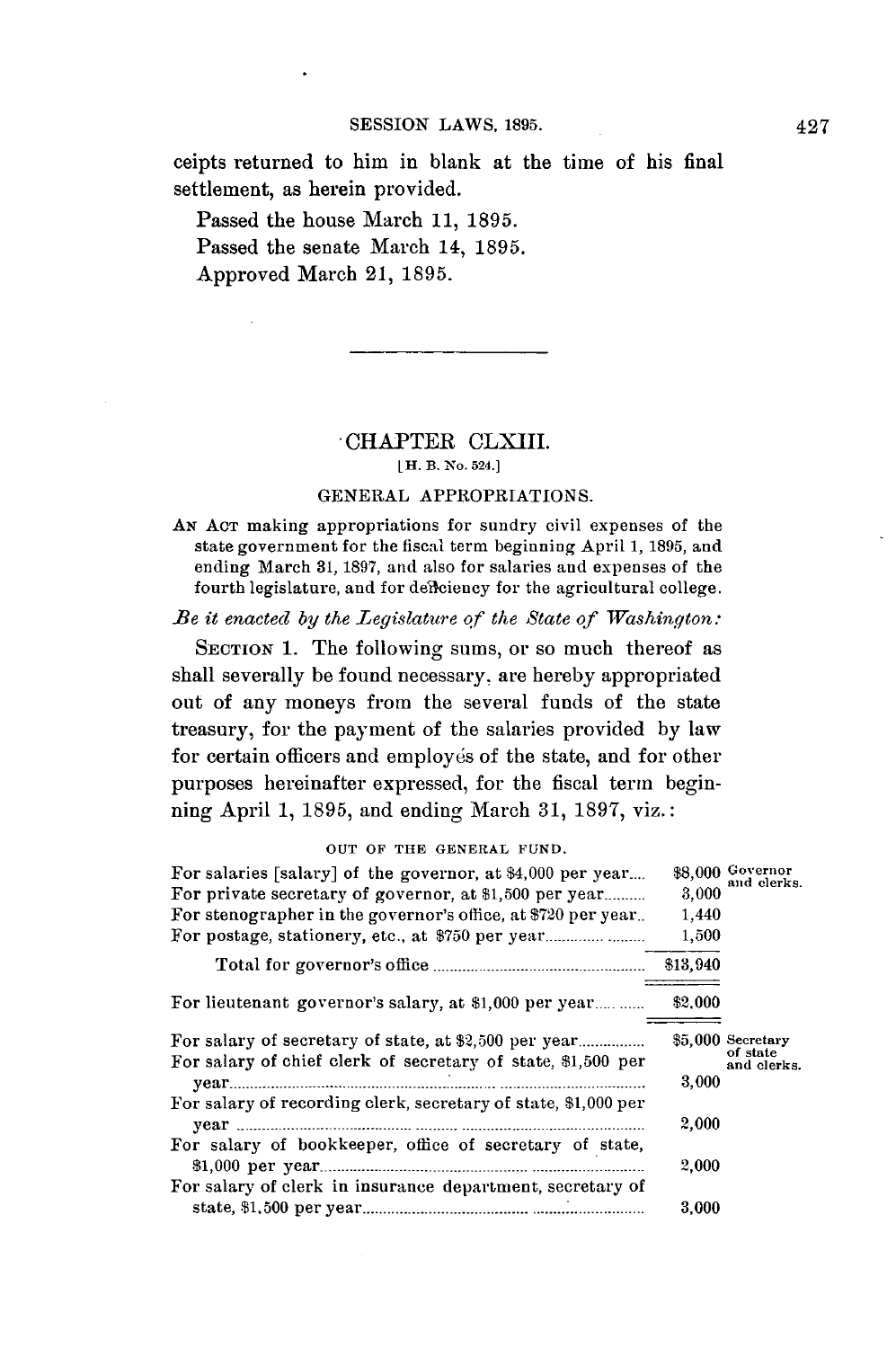ceipts returned to him in blank at the time of his final settlement, as herein provided.

Passed the house March 11, 1895.

Passed the senate March 14, 1895.

Approved March 21, 1895.

---

## CHAPTER CLXIII.

[H. B. No. 524.]

### GENERAL APPROPRIATIONS.

AN ACT making appropriations for sundry civil expenses of the state government for the fiscal term beginning April 1, 1895, and ending March 31, 1897, and also for salaries and expenses of the fourth legislature, and for deficiency for the agricultural college.

*Be it enacted by the Legislature of the State of Washington:*

SECTION 1. The following sums, or so much thereof as shall severally be found necessary, are hereby appropriated out of any moneys from the several funds of the state treasury, for the payment of the salaries provided by law for certain officers and employés of the state, and for other purposes hereinafter expressed, for the fiscal term beginning April 1, 1895, and ending March 31, 1897, viz.:

OUT OF THE GENERAL FUND.

| | | |
|---|---|---|
| For salaries [salary] of the governor, at $4,000 per year | $8,000 | Governor and clerks. |
| For private secretary of governor, at $1,500 per year | 3,000 | |
| For stenographer in the governor's office, at $720 per year | 1,440 | |
| For postage, stationery, etc., at $750 per year | 1,500 | |
| Total for governor's office | $13,940 | |
| For lieutenant governor's salary, at $1,000 per year | $2,000 | |
| For salary of secretary of state, at $2,500 per year | $5,000 | Secretary of state and clerks. |
| For salary of chief clerk of secretary of state, $1,500 per year | 3,000 | |
| For salary of recording clerk, secretary of state, $1,000 per year | 2,000 | |
| For salary of bookkeeper, office of secretary of state, $1,000 per year | 2,000 | |
| For salary of clerk in insurance department, secretary of state, $1,500 per year | 3,000 | |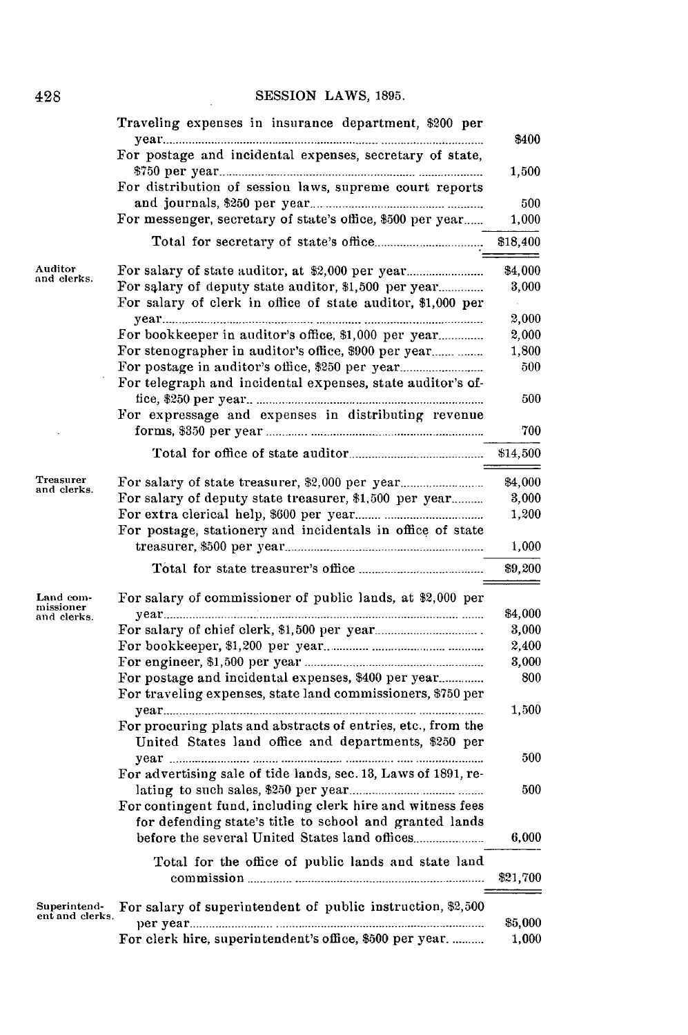| | | |
|---|---|---|
| | Traveling expenses in insurance department, $200 per year | $400 |
| | For postage and incidental expenses, secretary of state, $750 per year | 1,500 |
| | For distribution of session laws, supreme court reports and journals, $250 per year | 500 |
| | For messenger, secretary of state's office, $500 per year | 1,000 |
| | Total for secretary of state's office | $18,400 |
| Auditor and clerks. | For salary of state auditor, at $2,000 per year | $4,000 |
| | For salary of deputy state auditor, $1,500 per year | 3,000 |
| | For salary of clerk in office of state auditor, $1,000 per year | 2,000 |
| | For bookkeeper in auditor's office, $1,000 per year | 2,000 |
| | For stenographer in auditor's office, $900 per year | 1,800 |
| | For postage in auditor's office, $250 per year | 500 |
| | For telegraph and incidental expenses, state auditor's office, $250 per year | 500 |
| | For expressage and expenses in distributing revenue forms, $350 per year | 700 |
| | Total for office of state auditor | $14,500 |
| Treasurer and clerks. | For salary of state treasurer, $2,000 per year | $4,000 |
| | For salary of deputy state treasurer, $1,500 per year | 3,000 |
| | For extra clerical help, $600 per year | 1,200 |
| | For postage, stationery and incidentals in office of state treasurer, $500 per year | 1,000 |
| | Total for state treasurer's office | $9,200 |
| Land commissioner and clerks. | For salary of commissioner of public lands, at $2,000 per year | $4,000 |
| | For salary of chief clerk, $1,500 per year | 3,000 |
| | For bookkeeper, $1,200 per year | 2,400 |
| | For engineer, $1,500 per year | 3,000 |
| | For postage and incidental expenses, $400 per year | 800 |
| | For traveling expenses, state land commissioners, $750 per year | 1,500 |
| | For procuring plats and abstracts of entries, etc., from the United States land office and departments, $250 per year | 500 |
| | For advertising sale of tide lands, sec. 13, Laws of 1891, relating to such sales, $250 per year | 500 |
| | For contingent fund, including clerk hire and witness fees for defending state's title to school and granted lands before the several United States land offices | 6,000 |
| | Total for the office of public lands and state land commission | $21,700 |
| Superintendent and clerks. | For salary of superintendent of public instruction, $2,500 per year | $5,000 |
| | For clerk hire, superintendent's office, $500 per year. | 1,000 |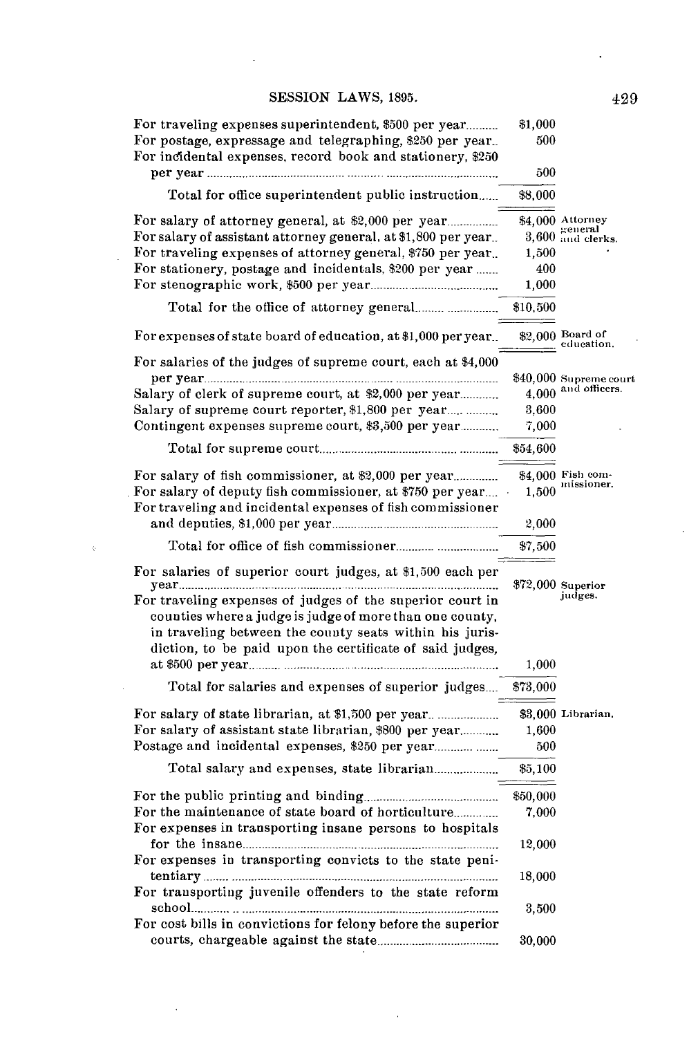| Item | Amount | Margin note |
|---|---|---|
| For traveling expenses superintendent, $500 per year | $1,000 | |
| For postage, expressage and telegraphing, $250 per year | 500 | |
| For incidental expenses, record book and stationery, $250 per year | 500 | |
| Total for office superintendent public instruction | $8,000 | |
| For salary of attorney general, at $2,000 per year | $4,000 | Attorney general and clerks. |
| For salary of assistant attorney general, at $1,800 per year | 3,600 | |
| For traveling expenses of attorney general, $750 per year | 1,500 | |
| For stationery, postage and incidentals, $200 per year | 400 | |
| For stenographic work, $500 per year | 1,000 | |
| Total for the office of attorney general | $10,500 | |
| For expenses of state board of education, at $1,000 per year | $2,000 | Board of education. |
| For salaries of the judges of supreme court, each at $4,000 per year | $40,000 | Supreme court and officers. |
| Salary of clerk of supreme court, at $2,000 per year | 4,000 | |
| Salary of supreme court reporter, $1,800 per year | 3,600 | |
| Contingent expenses supreme court, $3,500 per year | 7,000 | |
| Total for supreme court | $54,600 | |
| For salary of fish commissioner, at $2,000 per year | $4,000 | Fish commissioner. |
| For salary of deputy fish commissioner, at $750 per year | 1,500 | |
| For traveling and incidental expenses of fish commissioner and deputies, $1,000 per year | 2,000 | |
| Total for office of fish commissioner | $7,500 | |
| For salaries of superior court judges, at $1,500 each per year | $72,000 | Superior judges. |
| For traveling expenses of judges of the superior court in counties where a judge is judge of more than one county, in traveling between the county seats within his jurisdiction, to be paid upon the certificate of said judges, at $500 per year | 1,000 | |
| Total for salaries and expenses of superior judges | $73,000 | |
| For salary of state librarian, at $1,500 per year | $3,000 | Librarian. |
| For salary of assistant state librarian, $800 per year | 1,600 | |
| Postage and incidental expenses, $250 per year | 500 | |
| Total salary and expenses, state librarian | $5,100 | |
| For the public printing and binding | $50,000 | |
| For the maintenance of state board of horticulture | 7,000 | |
| For expenses in transporting insane persons to hospitals for the insane | 12,000 | |
| For expenses in transporting convicts to the state penitentiary | 18,000 | |
| For transporting juvenile offenders to the state reform school | 3,500 | |
| For cost bills in convictions for felony before the superior courts, chargeable against the state | 30,000 | |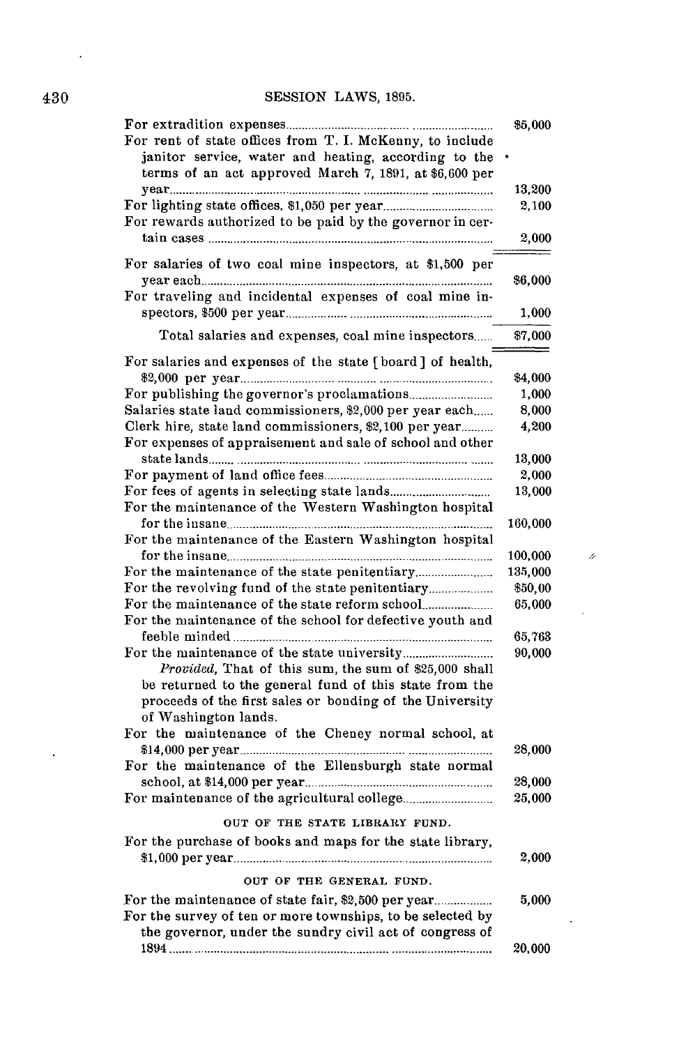| | |
|---|---|
| For extradition expenses | $5,000 |
| For rent of state offices from T. I. McKenny, to include janitor service, water and heating, according to the terms of an act approved March 7, 1891, at $6,600 per year | 13,200 |
| For lighting state offices, $1,050 per year | 2,100 |
| For rewards authorized to be paid by the governor in certain cases | 2,000 |
| For salaries of two coal mine inspectors, at $1,500 per year each | $6,000 |
| For traveling and incidental expenses of coal mine inspectors, $500 per year | 1,000 |
| Total salaries and expenses, coal mine inspectors | $7,000 |
| For salaries and expenses of the state [board] of health, $2,000 per year | $4,000 |
| For publishing the governor's proclamations | 1,000 |
| Salaries state land commissioners, $2,000 per year each | 8,000 |
| Clerk hire, state land commissioners, $2,100 per year | 4,200 |
| For expenses of appraisement and sale of school and other state lands | 13,000 |
| For payment of land office fees | 2,000 |
| For fees of agents in selecting state lands | 13,000 |
| For the maintenance of the Western Washington hospital for the insane | 160,000 |
| For the maintenance of the Eastern Washington hospital for the insane | 100,000 |
| For the maintenance of the state penitentiary | 135,000 |
| For the revolving fund of the state penitentiary | $50,00 |
| For the maintenance of the state reform school | 65,000 |
| For the maintenance of the school for defective youth and feeble minded | 65,763 |
| For the maintenance of the state university | 90,000 |
| *Provided*, That of this sum, the sum of $25,000 shall be returned to the general fund of this state from the proceeds of the first sales or bonding of the University of Washington lands. | |
| For the maintenance of the Cheney normal school, at $14,000 per year | 28,000 |
| For the maintenance of the Ellensburgh state normal school, at $14,000 per year | 28,000 |
| For maintenance of the agricultural college | 25,000 |

OUT OF THE STATE LIBRARY FUND.

| | |
|---|---|
| For the purchase of books and maps for the state library, $1,000 per year | 2,000 |

OUT OF THE GENERAL FUND.

| | |
|---|---|
| For the maintenance of state fair, $2,500 per year | 5,000 |
| For the survey of ten or more townships, to be selected by the governor, under the sundry civil act of congress of 1894 | 20,000 |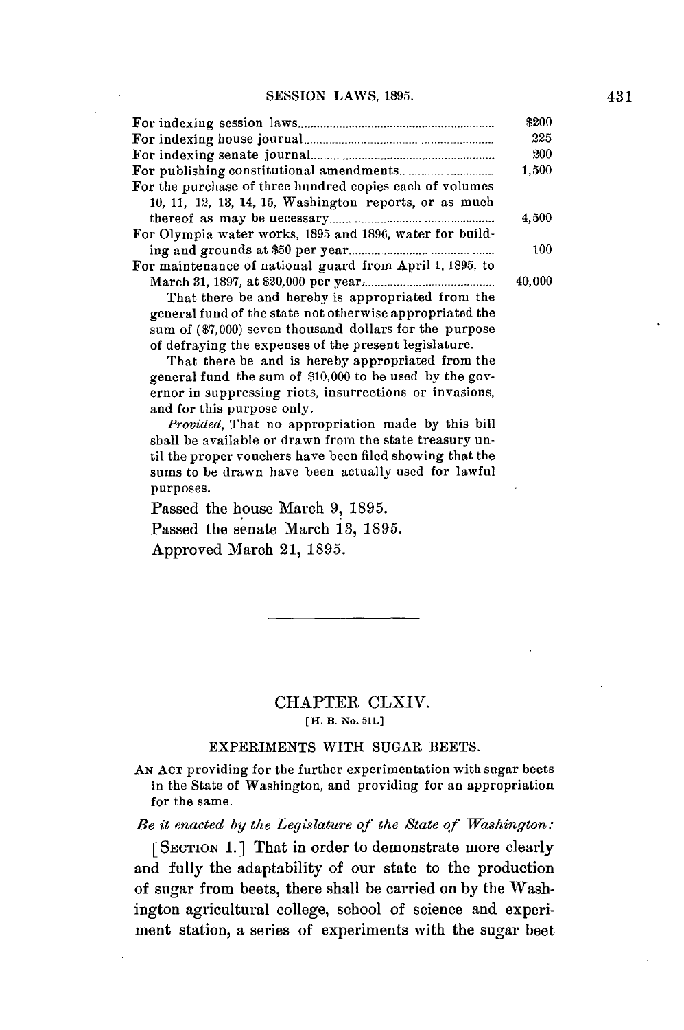| | |
|---|---|
| For indexing session laws | $200 |
| For indexing house journal | 225 |
| For indexing senate journal | 200 |
| For publishing constitutional amendments | 1,500 |
| For the purchase of three hundred copies each of volumes 10, 11, 12, 13, 14, 15, Washington reports, or as much thereof as may be necessary | 4,500 |
| For Olympia water works, 1895 and 1896, water for building and grounds at $50 per year | 100 |
| For maintenance of national guard from April 1, 1895, to March 31, 1897, at $20,000 per year | 40,000 |

That there be and hereby is appropriated from the general fund of the state not otherwise appropriated the sum of ($7,000) seven thousand dollars for the purpose of defraying the expenses of the present legislature.

That there be and is hereby appropriated from the general fund the sum of $10,000 to be used by the governor in suppressing riots, insurrections or invasions, and for this purpose only.

*Provided*, That no appropriation made by this bill shall be available or drawn from the state treasury until the proper vouchers have been filed showing that the sums to be drawn have been actually used for lawful purposes.

Passed the house March 9, 1895.

Passed the senate March 13, 1895.

Approved March 21, 1895.

---

## CHAPTER CLXIV.

[H. B. No. 511.]

### EXPERIMENTS WITH SUGAR BEETS.

AN ACT providing for the further experimentation with sugar beets in the State of Washington, and providing for an appropriation for the same.

*Be it enacted by the Legislature of the State of Washington:*

[SECTION 1.] That in order to demonstrate more clearly and fully the adaptability of our state to the production of sugar from beets, there shall be carried on by the Washington agricultural college, school of science and experiment station, a series of experiments with the sugar beet